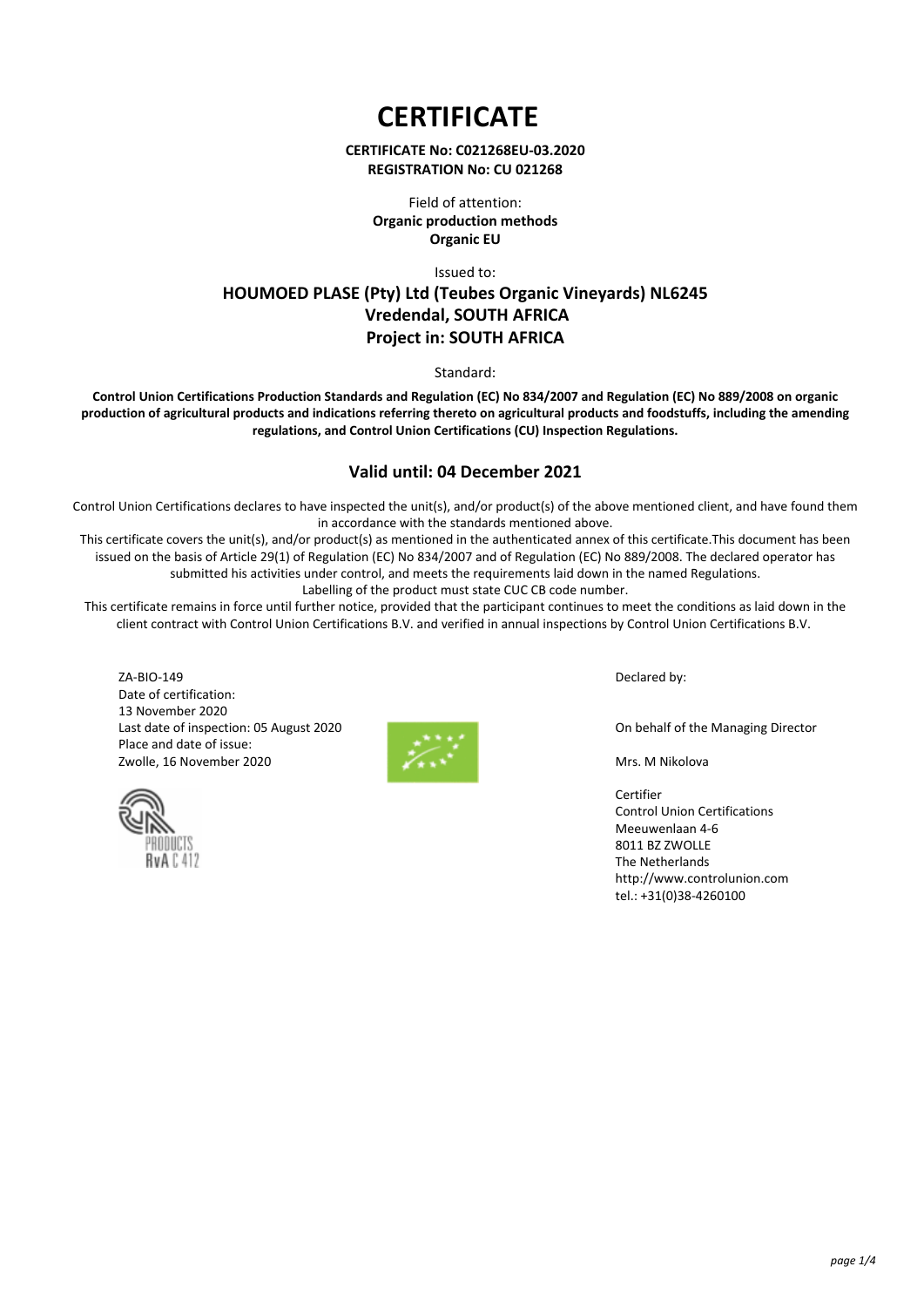# CERTIFICATE

**CERTIFICATE No: C021268EU-03.2020**
**REGISTRATION No: CU 021268**

Field of attention:
**Organic production methods**
**Organic EU**

Issued to:

## HOUMOED PLASE (Pty) Ltd (Teubes Organic Vineyards) NL6245
## Vredendal, SOUTH AFRICA
## Project in: SOUTH AFRICA

Standard:

**Control Union Certifications Production Standards and Regulation (EC) No 834/2007 and Regulation (EC) No 889/2008 on organic production of agricultural products and indications referring thereto on agricultural products and foodstuffs, including the amending regulations, and Control Union Certifications (CU) Inspection Regulations.**

### Valid until: 04 December 2021

Control Union Certifications declares to have inspected the unit(s), and/or product(s) of the above mentioned client, and have found them in accordance with the standards mentioned above.
This certificate covers the unit(s), and/or product(s) as mentioned in the authenticated annex of this certificate.This document has been issued on the basis of Article 29(1) of Regulation (EC) No 834/2007 and of Regulation (EC) No 889/2008. The declared operator has submitted his activities under control, and meets the requirements laid down in the named Regulations.
Labelling of the product must state CUC CB code number.
This certificate remains in force until further notice, provided that the participant continues to meet the conditions as laid down in the client contract with Control Union Certifications B.V. and verified in annual inspections by Control Union Certifications B.V.

ZA-BIO-149
Date of certification:
13 November 2020
Last date of inspection: 05 August 2020
Place and date of issue:
Zwolle, 16 November 2020

Declared by:

On behalf of the Managing Director

Mrs. M Nikolova

Certifier
Control Union Certifications
Meeuwenlaan 4-6
8011 BZ ZWOLLE
The Netherlands
http://www.controlunion.com
tel.: +31(0)38-4260100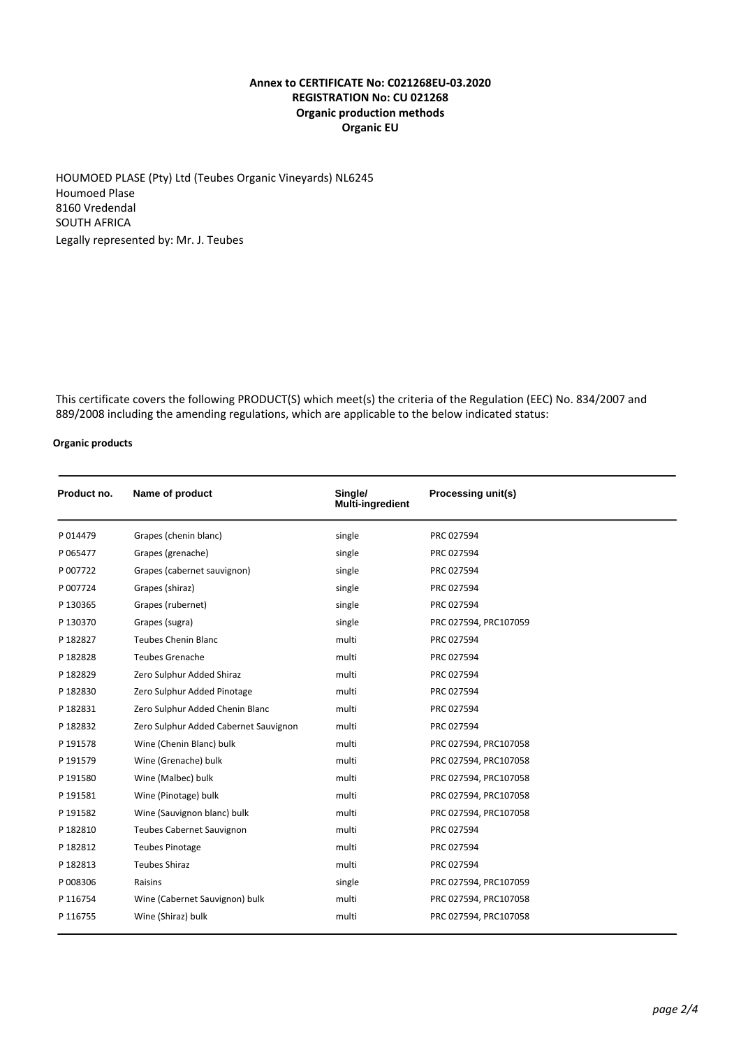**Annex to CERTIFICATE No: C021268EU-03.2020**
**REGISTRATION No: CU 021268**
**Organic production methods**
**Organic EU**

HOUMOED PLASE (Pty) Ltd (Teubes Organic Vineyards) NL6245
Houmoed Plase
8160 Vredendal
SOUTH AFRICA
Legally represented by: Mr. J. Teubes

This certificate covers the following PRODUCT(S) which meet(s) the criteria of the Regulation (EEC) No. 834/2007 and 889/2008 including the amending regulations, which are applicable to the below indicated status:

**Organic products**

| Product no. | Name of product | Single/ Multi-ingredient | Processing unit(s) |
|---|---|---|---|
| P 014479 | Grapes (chenin blanc) | single | PRC 027594 |
| P 065477 | Grapes (grenache) | single | PRC 027594 |
| P 007722 | Grapes (cabernet sauvignon) | single | PRC 027594 |
| P 007724 | Grapes (shiraz) | single | PRC 027594 |
| P 130365 | Grapes (rubernet) | single | PRC 027594 |
| P 130370 | Grapes (sugra) | single | PRC 027594, PRC107059 |
| P 182827 | Teubes Chenin Blanc | multi | PRC 027594 |
| P 182828 | Teubes Grenache | multi | PRC 027594 |
| P 182829 | Zero Sulphur Added Shiraz | multi | PRC 027594 |
| P 182830 | Zero Sulphur Added Pinotage | multi | PRC 027594 |
| P 182831 | Zero Sulphur Added Chenin Blanc | multi | PRC 027594 |
| P 182832 | Zero Sulphur Added Cabernet Sauvignon | multi | PRC 027594 |
| P 191578 | Wine (Chenin Blanc) bulk | multi | PRC 027594, PRC107058 |
| P 191579 | Wine (Grenache) bulk | multi | PRC 027594, PRC107058 |
| P 191580 | Wine (Malbec) bulk | multi | PRC 027594, PRC107058 |
| P 191581 | Wine (Pinotage) bulk | multi | PRC 027594, PRC107058 |
| P 191582 | Wine (Sauvignon blanc) bulk | multi | PRC 027594, PRC107058 |
| P 182810 | Teubes Cabernet Sauvignon | multi | PRC 027594 |
| P 182812 | Teubes Pinotage | multi | PRC 027594 |
| P 182813 | Teubes Shiraz | multi | PRC 027594 |
| P 008306 | Raisins | single | PRC 027594, PRC107059 |
| P 116754 | Wine (Cabernet Sauvignon) bulk | multi | PRC 027594, PRC107058 |
| P 116755 | Wine (Shiraz) bulk | multi | PRC 027594, PRC107058 |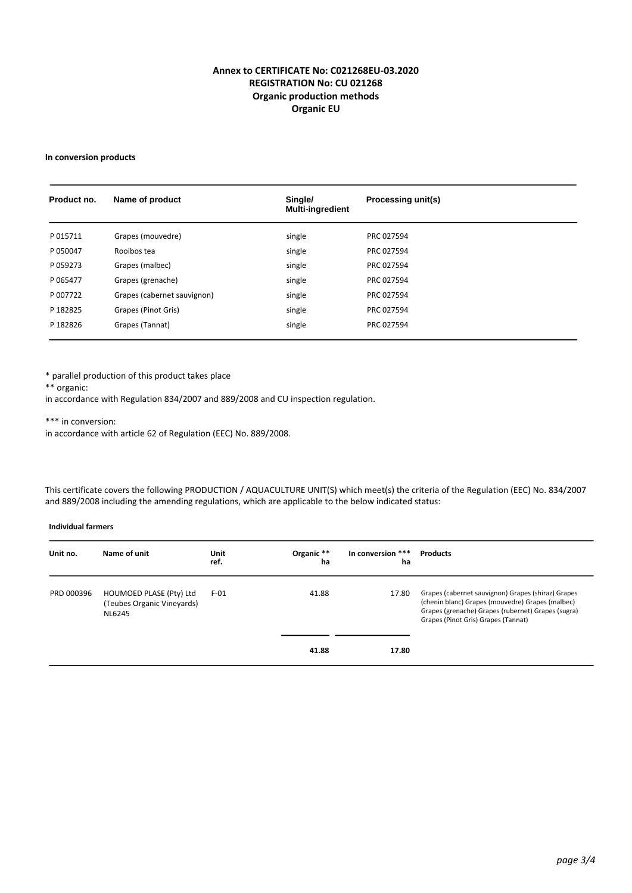**Annex to CERTIFICATE No: C021268EU-03.2020**
**REGISTRATION No: CU 021268**
**Organic production methods**
**Organic EU**

**In conversion products**

| Product no. | Name of product | Single/ Multi-ingredient | Processing unit(s) |
|---|---|---|---|
| P 015711 | Grapes (mouvedre) | single | PRC 027594 |
| P 050047 | Rooibos tea | single | PRC 027594 |
| P 059273 | Grapes (malbec) | single | PRC 027594 |
| P 065477 | Grapes (grenache) | single | PRC 027594 |
| P 007722 | Grapes (cabernet sauvignon) | single | PRC 027594 |
| P 182825 | Grapes (Pinot Gris) | single | PRC 027594 |
| P 182826 | Grapes (Tannat) | single | PRC 027594 |

\* parallel production of this product takes place

\*\* organic:
in accordance with Regulation 834/2007 and 889/2008 and CU inspection regulation.

\*\*\* in conversion:
in accordance with article 62 of Regulation (EEC) No. 889/2008.

This certificate covers the following PRODUCTION / AQUACULTURE UNIT(S) which meet(s) the criteria of the Regulation (EEC) No. 834/2007 and 889/2008 including the amending regulations, which are applicable to the below indicated status:

**Individual farmers**

| Unit no. | Name of unit | Unit ref. | Organic ** ha | In conversion *** ha | Products |
|---|---|---|---|---|---|
| PRD 000396 | HOUMOED PLASE (Pty) Ltd (Teubes Organic Vineyards) NL6245 | F-01 | 41.88 | 17.80 | Grapes (cabernet sauvignon) Grapes (shiraz) Grapes (chenin blanc) Grapes (mouvedre) Grapes (malbec) Grapes (grenache) Grapes (rubernet) Grapes (sugra) Grapes (Pinot Gris) Grapes (Tannat) |
| | | | **41.88** | **17.80** | |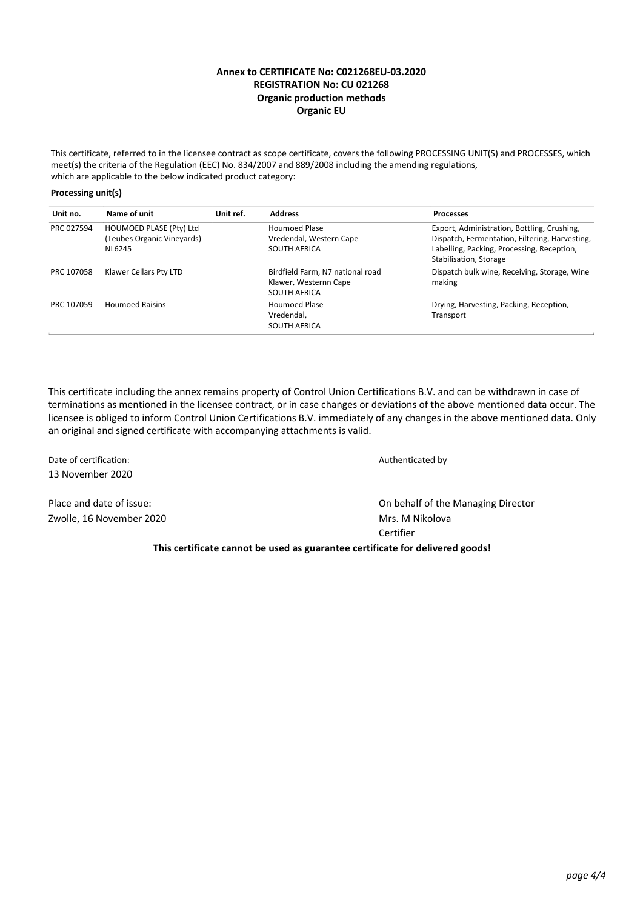**Annex to CERTIFICATE No: C021268EU-03.2020**
**REGISTRATION No: CU 021268**
**Organic production methods**
**Organic EU**

This certificate, referred to in the licensee contract as scope certificate, covers the following PROCESSING UNIT(S) and PROCESSES, which meet(s) the criteria of the Regulation (EEC) No. 834/2007 and 889/2008 including the amending regulations, which are applicable to the below indicated product category:

**Processing unit(s)**

| Unit no. | Name of unit | Unit ref. | Address | Processes |
|---|---|---|---|---|
| PRC 027594 | HOUMOED PLASE (Pty) Ltd (Teubes Organic Vineyards) NL6245 | | Houmoed Plase Vredendal, Western Cape SOUTH AFRICA | Export, Administration, Bottling, Crushing, Dispatch, Fermentation, Filtering, Harvesting, Labelling, Packing, Processing, Reception, Stabilisation, Storage |
| PRC 107058 | Klawer Cellars Pty LTD | | Birdfield Farm, N7 national road Klawer, Westernn Cape SOUTH AFRICA | Dispatch bulk wine, Receiving, Storage, Wine making |
| PRC 107059 | Houmoed Raisins | | Houmoed Plase Vredendal, SOUTH AFRICA | Drying, Harvesting, Packing, Reception, Transport |

This certificate including the annex remains property of Control Union Certifications B.V. and can be withdrawn in case of terminations as mentioned in the licensee contract, or in case changes or deviations of the above mentioned data occur. The licensee is obliged to inform Control Union Certifications B.V. immediately of any changes in the above mentioned data. Only an original and signed certificate with accompanying attachments is valid.

Date of certification:
13 November 2020

Place and date of issue:
Zwolle, 16 November 2020

Authenticated by

On behalf of the Managing Director
Mrs. M Nikolova
Certifier

**This certificate cannot be used as guarantee certificate for delivered goods!**